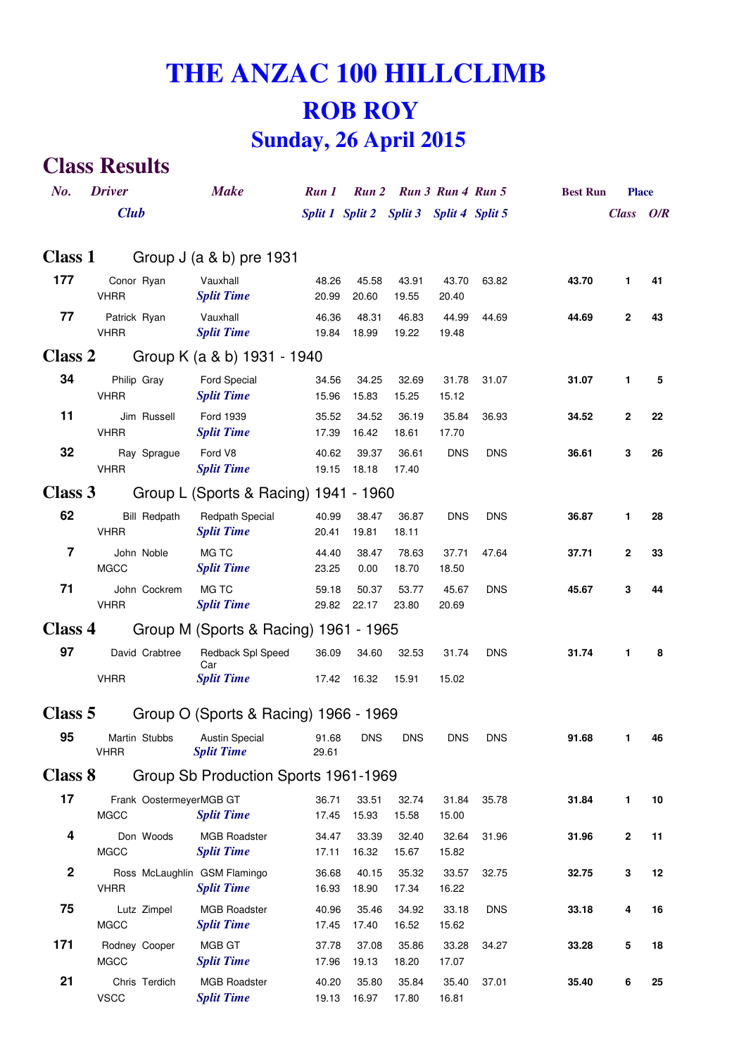# THE ANZAC 100 HILLCLIMB

## ROB ROY

## Sunday, 26 April 2015

## Class Results

| No. | Driver / Club | Make | Run 1 / Split 1 | Run 2 / Split 2 | Run 3 / Split 3 | Run 4 / Split 4 | Run 5 / Split 5 | Best Run | Place Class | Place O/R |
|---|---|---|---|---|---|---|---|---|---|---|
| **Class 1** | Group J (a & b) pre 1931 | | | | | | | | | |
| 177 | Conor Ryan | Vauxhall | 48.26 | 45.58 | 43.91 | 43.70 | 63.82 | **43.70** | **1** | **41** |
| | VHRR | *Split Time* | 20.99 | 20.60 | 19.55 | 20.40 | | | | |
| 77 | Patrick Ryan | Vauxhall | 46.36 | 48.31 | 46.83 | 44.99 | 44.69 | **44.69** | **2** | **43** |
| | VHRR | *Split Time* | 19.84 | 18.99 | 19.22 | 19.48 | | | | |
| **Class 2** | Group K (a & b) 1931 - 1940 | | | | | | | | | |
| 34 | Philip Gray | Ford Special | 34.56 | 34.25 | 32.69 | 31.78 | 31.07 | **31.07** | **1** | **5** |
| | VHRR | *Split Time* | 15.96 | 15.83 | 15.25 | 15.12 | | | | |
| 11 | Jim Russell | Ford 1939 | 35.52 | 34.52 | 36.19 | 35.84 | 36.93 | **34.52** | **2** | **22** |
| | VHRR | *Split Time* | 17.39 | 16.42 | 18.61 | 17.70 | | | | |
| 32 | Ray Sprague | Ford V8 | 40.62 | 39.37 | 36.61 | DNS | DNS | **36.61** | **3** | **26** |
| | VHRR | *Split Time* | 19.15 | 18.18 | 17.40 | | | | | |
| **Class 3** | Group L (Sports & Racing) 1941 - 1960 | | | | | | | | | |
| 62 | Bill Redpath | Redpath Special | 40.99 | 38.47 | 36.87 | DNS | DNS | **36.87** | **1** | **28** |
| | VHRR | *Split Time* | 20.41 | 19.81 | 18.11 | | | | | |
| 7 | John Noble | MG TC | 44.40 | 38.47 | 78.63 | 37.71 | 47.64 | **37.71** | **2** | **33** |
| | MGCC | *Split Time* | 23.25 | 0.00 | 18.70 | 18.50 | | | | |
| 71 | John Cockrem | MG TC | 59.18 | 50.37 | 53.77 | 45.67 | DNS | **45.67** | **3** | **44** |
| | VHRR | *Split Time* | 29.82 | 22.17 | 23.80 | 20.69 | | | | |
| **Class 4** | Group M (Sports & Racing) 1961 - 1965 | | | | | | | | | |
| 97 | David Crabtree | Redback Spl Speed Car | 36.09 | 34.60 | 32.53 | 31.74 | DNS | **31.74** | **1** | **8** |
| | VHRR | *Split Time* | 17.42 | 16.32 | 15.91 | 15.02 | | | | |
| **Class 5** | Group O (Sports & Racing) 1966 - 1969 | | | | | | | | | |
| 95 | Martin Stubbs | Austin Special | 91.68 | DNS | DNS | DNS | DNS | **91.68** | **1** | **46** |
| | VHRR | *Split Time* | 29.61 | | | | | | | |
| **Class 8** | Group Sb Production Sports 1961-1969 | | | | | | | | | |
| 17 | Frank Oostermeyer | MGB GT | 36.71 | 33.51 | 32.74 | 31.84 | 35.78 | **31.84** | **1** | **10** |
| | MGCC | *Split Time* | 17.45 | 15.93 | 15.58 | 15.00 | | | | |
| 4 | Don Woods | MGB Roadster | 34.47 | 33.39 | 32.40 | 32.64 | 31.96 | **31.96** | **2** | **11** |
| | MGCC | *Split Time* | 17.11 | 16.32 | 15.67 | 15.82 | | | | |
| 2 | Ross McLaughlin | GSM Flamingo | 36.68 | 40.15 | 35.32 | 33.57 | 32.75 | **32.75** | **3** | **12** |
| | VHRR | *Split Time* | 16.93 | 18.90 | 17.34 | 16.22 | | | | |
| 75 | Lutz Zimpel | MGB Roadster | 40.96 | 35.46 | 34.92 | 33.18 | DNS | **33.18** | **4** | **16** |
| | MGCC | *Split Time* | 17.45 | 17.40 | 16.52 | 15.62 | | | | |
| 171 | Rodney Cooper | MGB GT | 37.78 | 37.08 | 35.86 | 33.28 | 34.27 | **33.28** | **5** | **18** |
| | MGCC | *Split Time* | 17.96 | 19.13 | 18.20 | 17.07 | | | | |
| 21 | Chris Terdich | MGB Roadster | 40.20 | 35.80 | 35.84 | 35.40 | 37.01 | **35.40** | **6** | **25** |
| | VSCC | *Split Time* | 19.13 | 16.97 | 17.80 | 16.81 | | | | |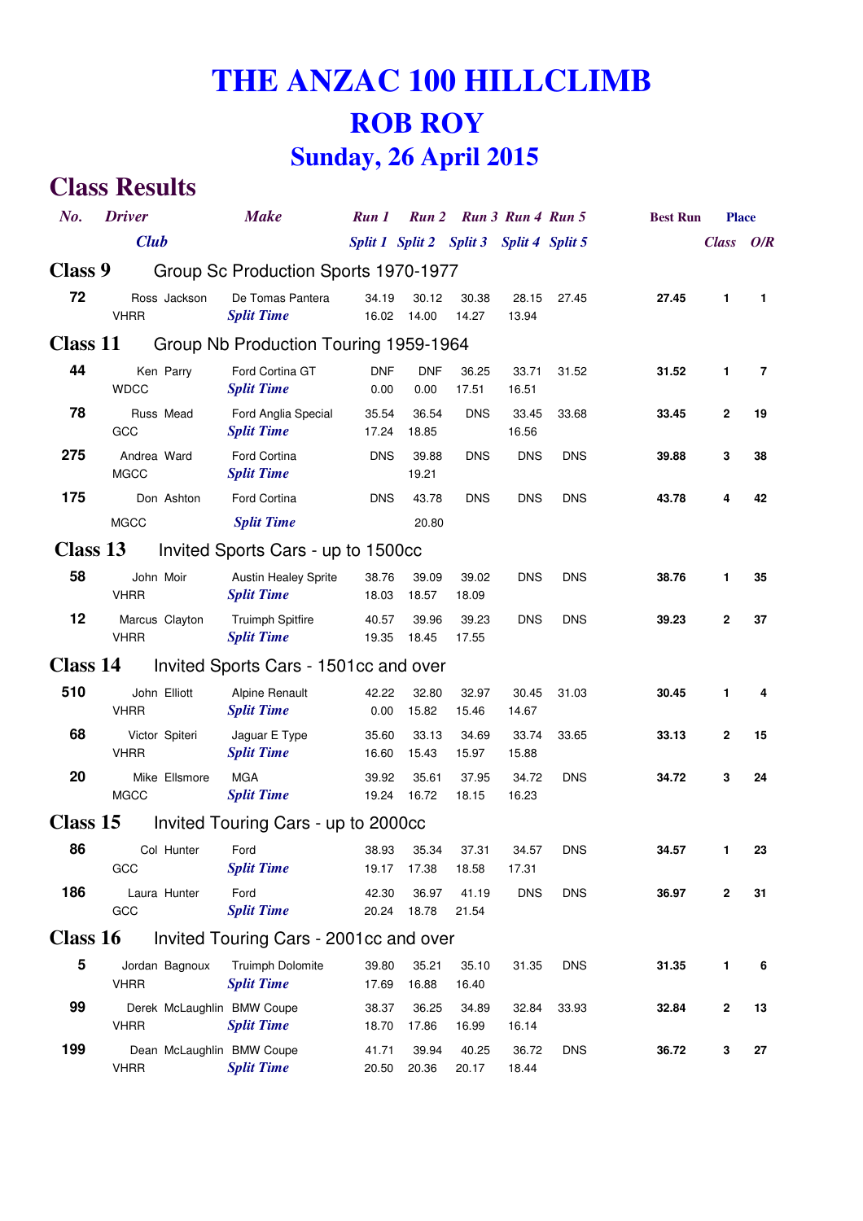# THE ANZAC 100 HILLCLIMB

## ROB ROY

## Sunday, 26 April 2015

## Class Results

| No. | Driver / Club | Make | Run 1 / Split 1 | Run 2 / Split 2 | Run 3 / Split 3 | Run 4 / Split 4 | Run 5 / Split 5 | Best Run | Place Class | Place O/R |
|---|---|---|---|---|---|---|---|---|---|---|
| **Class 9** | Group Sc Production Sports 1970-1977 | | | | | | | | | |
| 72 | Ross Jackson | De Tomas Pantera | 34.19 | 30.12 | 30.38 | 28.15 | 27.45 | 27.45 | 1 | 1 |
| | VHRR | *Split Time* | 16.02 | 14.00 | 14.27 | 13.94 | | | | |
| **Class 11** | Group Nb Production Touring 1959-1964 | | | | | | | | | |
| 44 | Ken Parry | Ford Cortina GT | DNF | DNF | 36.25 | 33.71 | 31.52 | 31.52 | 1 | 7 |
| | WDCC | *Split Time* | 0.00 | 0.00 | 17.51 | 16.51 | | | | |
| 78 | Russ Mead | Ford Anglia Special | 35.54 | 36.54 | DNS | 33.45 | 33.68 | 33.45 | 2 | 19 |
| | GCC | *Split Time* | 17.24 | 18.85 | | 16.56 | | | | |
| 275 | Andrea Ward | Ford Cortina | DNS | 39.88 | DNS | DNS | DNS | 39.88 | 3 | 38 |
| | MGCC | *Split Time* | | 19.21 | | | | | | |
| 175 | Don Ashton | Ford Cortina | DNS | 43.78 | DNS | DNS | DNS | 43.78 | 4 | 42 |
| | MGCC | *Split Time* | | 20.80 | | | | | | |
| **Class 13** | Invited Sports Cars - up to 1500cc | | | | | | | | | |
| 58 | John Moir | Austin Healey Sprite | 38.76 | 39.09 | 39.02 | DNS | DNS | 38.76 | 1 | 35 |
| | VHRR | *Split Time* | 18.03 | 18.57 | 18.09 | | | | | |
| 12 | Marcus Clayton | Truimph Spitfire | 40.57 | 39.96 | 39.23 | DNS | DNS | 39.23 | 2 | 37 |
| | VHRR | *Split Time* | 19.35 | 18.45 | 17.55 | | | | | |
| **Class 14** | Invited Sports Cars - 1501cc and over | | | | | | | | | |
| 510 | John Elliott | Alpine Renault | 42.22 | 32.80 | 32.97 | 30.45 | 31.03 | 30.45 | 1 | 4 |
| | VHRR | *Split Time* | 0.00 | 15.82 | 15.46 | 14.67 | | | | |
| 68 | Victor Spiteri | Jaguar E Type | 35.60 | 33.13 | 34.69 | 33.74 | 33.65 | 33.13 | 2 | 15 |
| | VHRR | *Split Time* | 16.60 | 15.43 | 15.97 | 15.88 | | | | |
| 20 | Mike Ellsmore | MGA | 39.92 | 35.61 | 37.95 | 34.72 | DNS | 34.72 | 3 | 24 |
| | MGCC | *Split Time* | 19.24 | 16.72 | 18.15 | 16.23 | | | | |
| **Class 15** | Invited Touring Cars - up to 2000cc | | | | | | | | | |
| 86 | Col Hunter | Ford | 38.93 | 35.34 | 37.31 | 34.57 | DNS | 34.57 | 1 | 23 |
| | GCC | *Split Time* | 19.17 | 17.38 | 18.58 | 17.31 | | | | |
| 186 | Laura Hunter | Ford | 42.30 | 36.97 | 41.19 | DNS | DNS | 36.97 | 2 | 31 |
| | GCC | *Split Time* | 20.24 | 18.78 | 21.54 | | | | | |
| **Class 16** | Invited Touring Cars - 2001cc and over | | | | | | | | | |
| 5 | Jordan Bagnoux | Truimph Dolomite | 39.80 | 35.21 | 35.10 | 31.35 | DNS | 31.35 | 1 | 6 |
| | VHRR | *Split Time* | 17.69 | 16.88 | 16.40 | | | | | |
| 99 | Derek McLaughlin | BMW Coupe | 38.37 | 36.25 | 34.89 | 32.84 | 33.93 | 32.84 | 2 | 13 |
| | VHRR | *Split Time* | 18.70 | 17.86 | 16.99 | 16.14 | | | | |
| 199 | Dean McLaughlin | BMW Coupe | 41.71 | 39.94 | 40.25 | 36.72 | DNS | 36.72 | 3 | 27 |
| | VHRR | *Split Time* | 20.50 | 20.36 | 20.17 | 18.44 | | | | |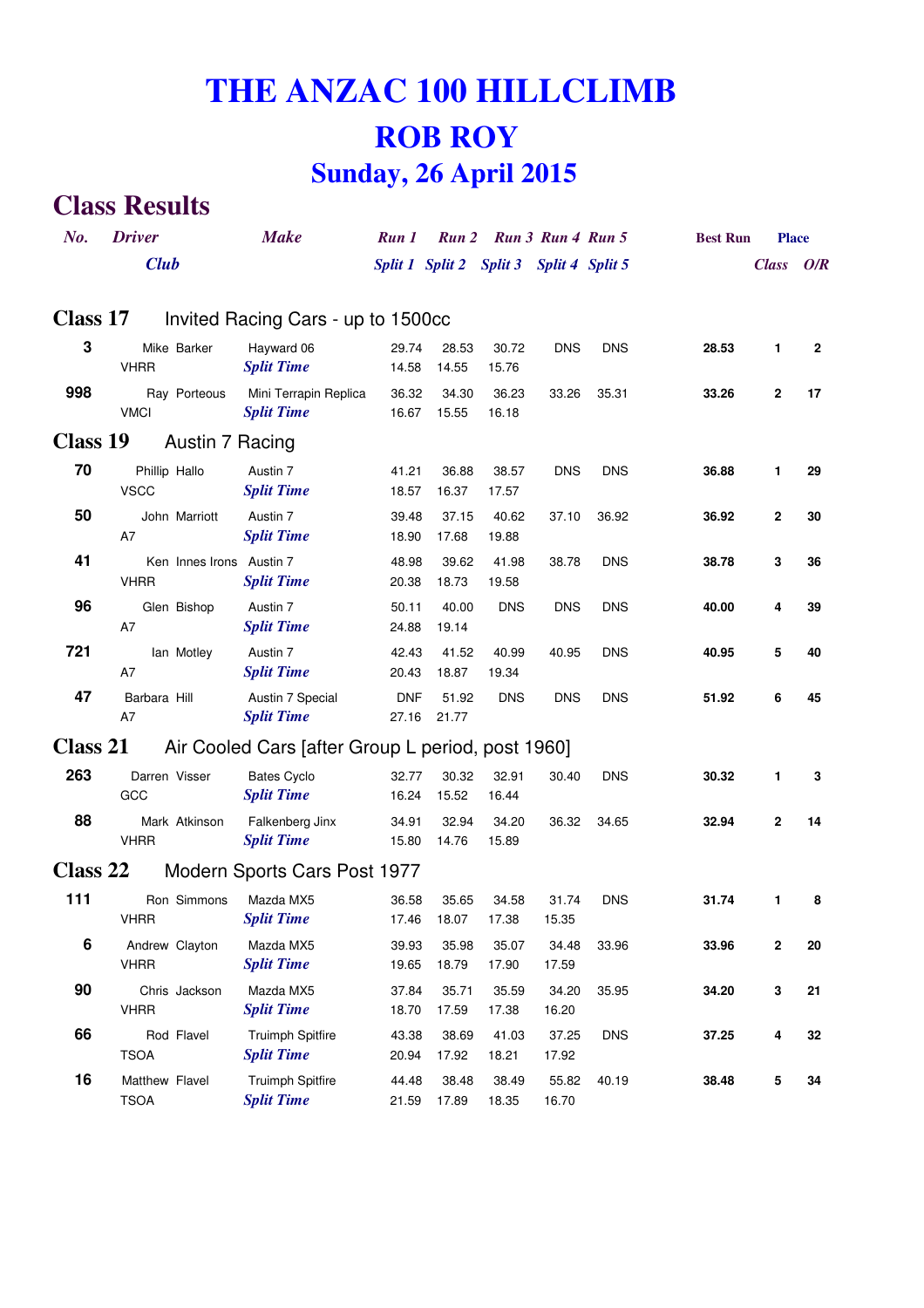# THE ANZAC 100 HILLCLIMB

## ROB ROY

### Sunday, 26 April 2015

## Class Results

| No. | Driver / Club | Make | Run 1 / Split 1 | Run 2 / Split 2 | Run 3 / Split 3 | Run 4 / Split 4 | Run 5 / Split 5 | Best Run | Place Class | Place O/R |
|---|---|---|---|---|---|---|---|---|---|---|
| **Class 17** | Invited Racing Cars - up to 1500cc | | | | | | | | | |
| **3** | Mike Barker | Hayward 06 | 29.74 | 28.53 | 30.72 | DNS | DNS | **28.53** | **1** | **2** |
| | VHRR | *Split Time* | 14.58 | 14.55 | 15.76 | | | | | |
| **998** | Ray Porteous | Mini Terrapin Replica | 36.32 | 34.30 | 36.23 | 33.26 | 35.31 | **33.26** | **2** | **17** |
| | VMCI | *Split Time* | 16.67 | 15.55 | 16.18 | | | | | |
| **Class 19** | Austin 7 Racing | | | | | | | | | |
| **70** | Phillip Hallo | Austin 7 | 41.21 | 36.88 | 38.57 | DNS | DNS | **36.88** | **1** | **29** |
| | VSCC | *Split Time* | 18.57 | 16.37 | 17.57 | | | | | |
| **50** | John Marriott | Austin 7 | 39.48 | 37.15 | 40.62 | 37.10 | 36.92 | **36.92** | **2** | **30** |
| | A7 | *Split Time* | 18.90 | 17.68 | 19.88 | | | | | |
| **41** | Ken Innes Irons | Austin 7 | 48.98 | 39.62 | 41.98 | 38.78 | DNS | **38.78** | **3** | **36** |
| | VHRR | *Split Time* | 20.38 | 18.73 | 19.58 | | | | | |
| **96** | Glen Bishop | Austin 7 | 50.11 | 40.00 | DNS | DNS | DNS | **40.00** | **4** | **39** |
| | A7 | *Split Time* | 24.88 | 19.14 | | | | | | |
| **721** | Ian Motley | Austin 7 | 42.43 | 41.52 | 40.99 | 40.95 | DNS | **40.95** | **5** | **40** |
| | A7 | *Split Time* | 20.43 | 18.87 | 19.34 | | | | | |
| **47** | Barbara Hill | Austin 7 Special | DNF | 51.92 | DNS | DNS | DNS | **51.92** | **6** | **45** |
| | A7 | *Split Time* | 27.16 | 21.77 | | | | | | |
| **Class 21** | Air Cooled Cars [after Group L period, post 1960] | | | | | | | | | |
| **263** | Darren Visser | Bates Cyclo | 32.77 | 30.32 | 32.91 | 30.40 | DNS | **30.32** | **1** | **3** |
| | GCC | *Split Time* | 16.24 | 15.52 | 16.44 | | | | | |
| **88** | Mark Atkinson | Falkenberg Jinx | 34.91 | 32.94 | 34.20 | 36.32 | 34.65 | **32.94** | **2** | **14** |
| | VHRR | *Split Time* | 15.80 | 14.76 | 15.89 | | | | | |
| **Class 22** | Modern Sports Cars Post 1977 | | | | | | | | | |
| **111** | Ron Simmons | Mazda MX5 | 36.58 | 35.65 | 34.58 | 31.74 | DNS | **31.74** | **1** | **8** |
| | VHRR | *Split Time* | 17.46 | 18.07 | 17.38 | 15.35 | | | | |
| **6** | Andrew Clayton | Mazda MX5 | 39.93 | 35.98 | 35.07 | 34.48 | 33.96 | **33.96** | **2** | **20** |
| | VHRR | *Split Time* | 19.65 | 18.79 | 17.90 | 17.59 | | | | |
| **90** | Chris Jackson | Mazda MX5 | 37.84 | 35.71 | 35.59 | 34.20 | 35.95 | **34.20** | **3** | **21** |
| | VHRR | *Split Time* | 18.70 | 17.59 | 17.38 | 16.20 | | | | |
| **66** | Rod Flavel | Truimph Spitfire | 43.38 | 38.69 | 41.03 | 37.25 | DNS | **37.25** | **4** | **32** |
| | TSOA | *Split Time* | 20.94 | 17.92 | 18.21 | 17.92 | | | | |
| **16** | Matthew Flavel | Truimph Spitfire | 44.48 | 38.48 | 38.49 | 55.82 | 40.19 | **38.48** | **5** | **34** |
| | TSOA | *Split Time* | 21.59 | 17.89 | 18.35 | 16.70 | | | | |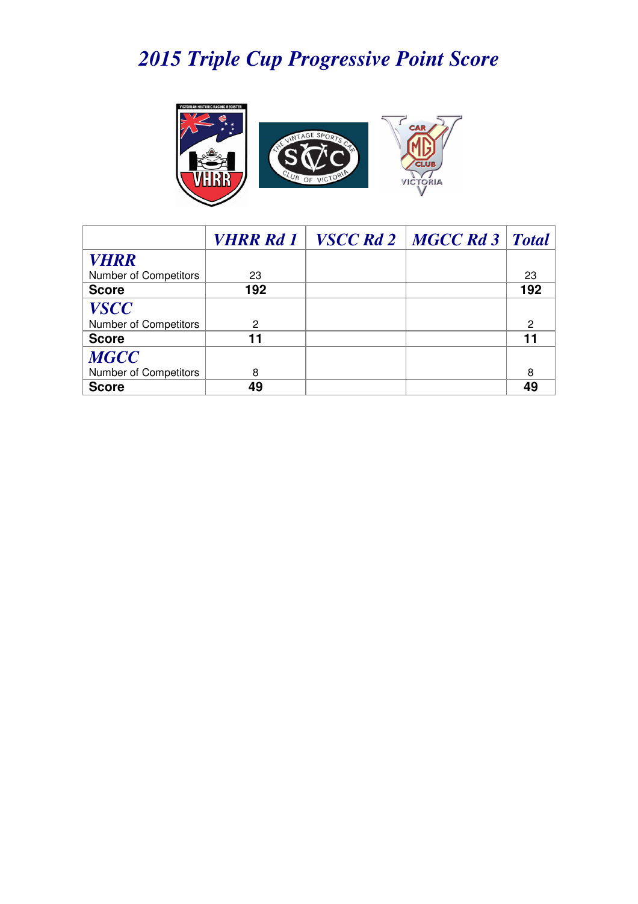# *2015 Triple Cup Progressive Point Score*

| | *VHRR Rd 1* | *VSCC Rd 2* | *MGCC Rd 3* | *Total* |
|---|---|---|---|---|
| ***VHRR*** Number of Competitors | 23 | | | 23 |
| **Score** | **192** | | | **192** |
| ***VSCC*** Number of Competitors | 2 | | | 2 |
| **Score** | **11** | | | **11** |
| ***MGCC*** Number of Competitors | 8 | | | 8 |
| **Score** | **49** | | | **49** |